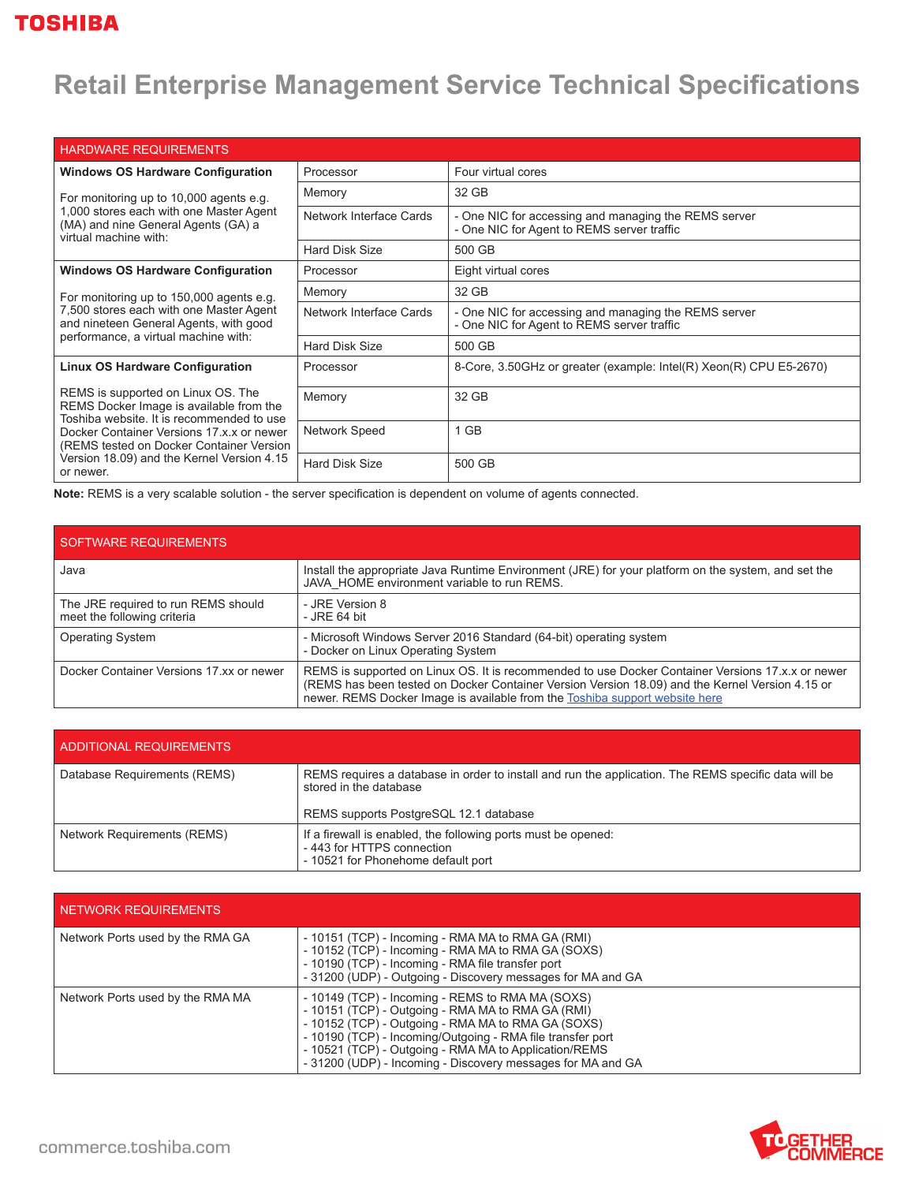# Retail Enterprise Management Service Technical Specifications

| HARDWARE REQUIREMENTS | | |
|---|---|---|
| **Windows OS Hardware Configuration**<br><br>For monitoring up to 10,000 agents e.g. 1,000 stores each with one Master Agent (MA) and nine General Agents (GA) a virtual machine with: | Processor | Four virtual cores |
| | Memory | 32 GB |
| | Network Interface Cards | - One NIC for accessing and managing the REMS server<br>- One NIC for Agent to REMS server traffic |
| | Hard Disk Size | 500 GB |
| **Windows OS Hardware Configuration**<br><br>For monitoring up to 150,000 agents e.g. 7,500 stores each with one Master Agent and nineteen General Agents, with good performance, a virtual machine with: | Processor | Eight virtual cores |
| | Memory | 32 GB |
| | Network Interface Cards | - One NIC for accessing and managing the REMS server<br>- One NIC for Agent to REMS server traffic |
| | Hard Disk Size | 500 GB |
| **Linux OS Hardware Configuration**<br><br>REMS is supported on Linux OS. The REMS Docker Image is available from the Toshiba website. It is recommended to use Docker Container Versions 17.x.x or newer (REMS tested on Docker Container Version Version 18.09) and the Kernel Version 4.15 or newer. | Processor | 8-Core, 3.50GHz or greater (example: Intel(R) Xeon(R) CPU E5-2670) |
| | Memory | 32 GB |
| | Network Speed | 1 GB |
| | Hard Disk Size | 500 GB |

**Note:** REMS is a very scalable solution - the server specification is dependent on volume of agents connected.

| SOFTWARE REQUIREMENTS | |
|---|---|
| Java | Install the appropriate Java Runtime Environment (JRE) for your platform on the system, and set the JAVA_HOME environment variable to run REMS. |
| The JRE required to run REMS should meet the following criteria | - JRE Version 8<br>- JRE 64 bit |
| Operating System | - Microsoft Windows Server 2016 Standard (64-bit) operating system<br>- Docker on Linux Operating System |
| Docker Container Versions 17.xx or newer | REMS is supported on Linux OS. It is recommended to use Docker Container Versions 17.x.x or newer (REMS has been tested on Docker Container Version Version 18.09) and the Kernel Version 4.15 or newer. REMS Docker Image is available from the Toshiba support website here |

| ADDITIONAL REQUIREMENTS | |
|---|---|
| Database Requirements (REMS) | REMS requires a database in order to install and run the application. The REMS specific data will be stored in the database<br><br>REMS supports PostgreSQL 12.1 database |
| Network Requirements (REMS) | If a firewall is enabled, the following ports must be opened:<br>- 443 for HTTPS connection<br>- 10521 for Phonehome default port |

| NETWORK REQUIREMENTS | |
|---|---|
| Network Ports used by the RMA GA | - 10151 (TCP) - Incoming - RMA MA to RMA GA (RMI)<br>- 10152 (TCP) - Incoming - RMA MA to RMA GA (SOXS)<br>- 10190 (TCP) - Incoming - RMA file transfer port<br>- 31200 (UDP) - Outgoing - Discovery messages for MA and GA |
| Network Ports used by the RMA MA | - 10149 (TCP) - Incoming - REMS to RMA MA (SOXS)<br>- 10151 (TCP) - Outgoing - RMA MA to RMA GA (RMI)<br>- 10152 (TCP) - Outgoing - RMA MA to RMA GA (SOXS)<br>- 10190 (TCP) - Incoming/Outgoing - RMA file transfer port<br>- 10521 (TCP) - Outgoing - RMA MA to Application/REMS<br>- 31200 (UDP) - Incoming - Discovery messages for MA and GA |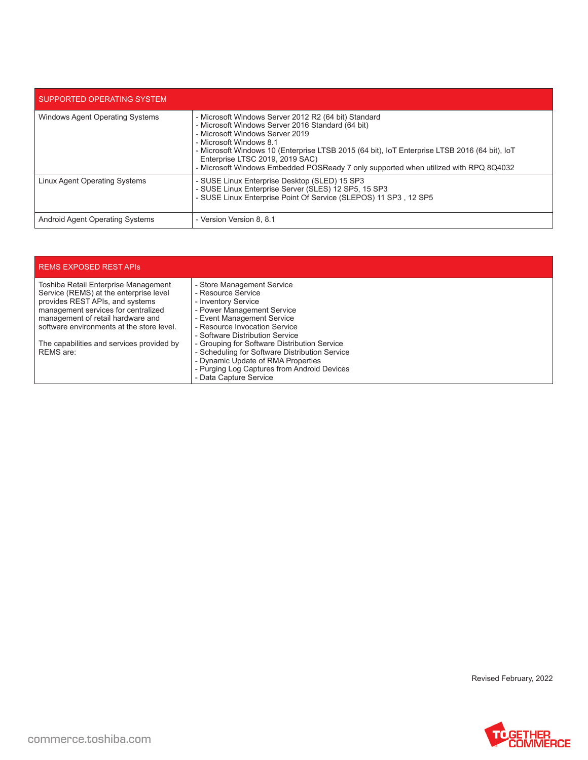| SUPPORTED OPERATING SYSTEM | |
|---|---|
| Windows Agent Operating Systems | - Microsoft Windows Server 2012 R2 (64 bit) Standard<br>- Microsoft Windows Server 2016 Standard (64 bit)<br>- Microsoft Windows Server 2019<br>- Microsoft Windows 8.1<br>- Microsoft Windows 10 (Enterprise LTSB 2015 (64 bit), IoT Enterprise LTSB 2016 (64 bit), IoT Enterprise LTSC 2019, 2019 SAC)<br>- Microsoft Windows Embedded POSReady 7 only supported when utilized with RPQ 8Q4032 |
| Linux Agent Operating Systems | - SUSE Linux Enterprise Desktop (SLED) 15 SP3<br>- SUSE Linux Enterprise Server (SLES) 12 SP5, 15 SP3<br>- SUSE Linux Enterprise Point Of Service (SLEPOS) 11 SP3 , 12 SP5 |
| Android Agent Operating Systems | - Version Version 8, 8.1 |

| REMS EXPOSED REST APIs | |
|---|---|
| Toshiba Retail Enterprise Management Service (REMS) at the enterprise level provides REST APIs, and systems management services for centralized management of retail hardware and software environments at the store level.<br><br>The capabilities and services provided by REMS are: | - Store Management Service<br>- Resource Service<br>- Inventory Service<br>- Power Management Service<br>- Event Management Service<br>- Resource Invocation Service<br>- Software Distribution Service<br>- Grouping for Software Distribution Service<br>- Scheduling for Software Distribution Service<br>- Dynamic Update of RMA Properties<br>- Purging Log Captures from Android Devices<br>- Data Capture Service |

Revised February, 2022

commerce.toshiba.com

TOGETHER COMMERCE